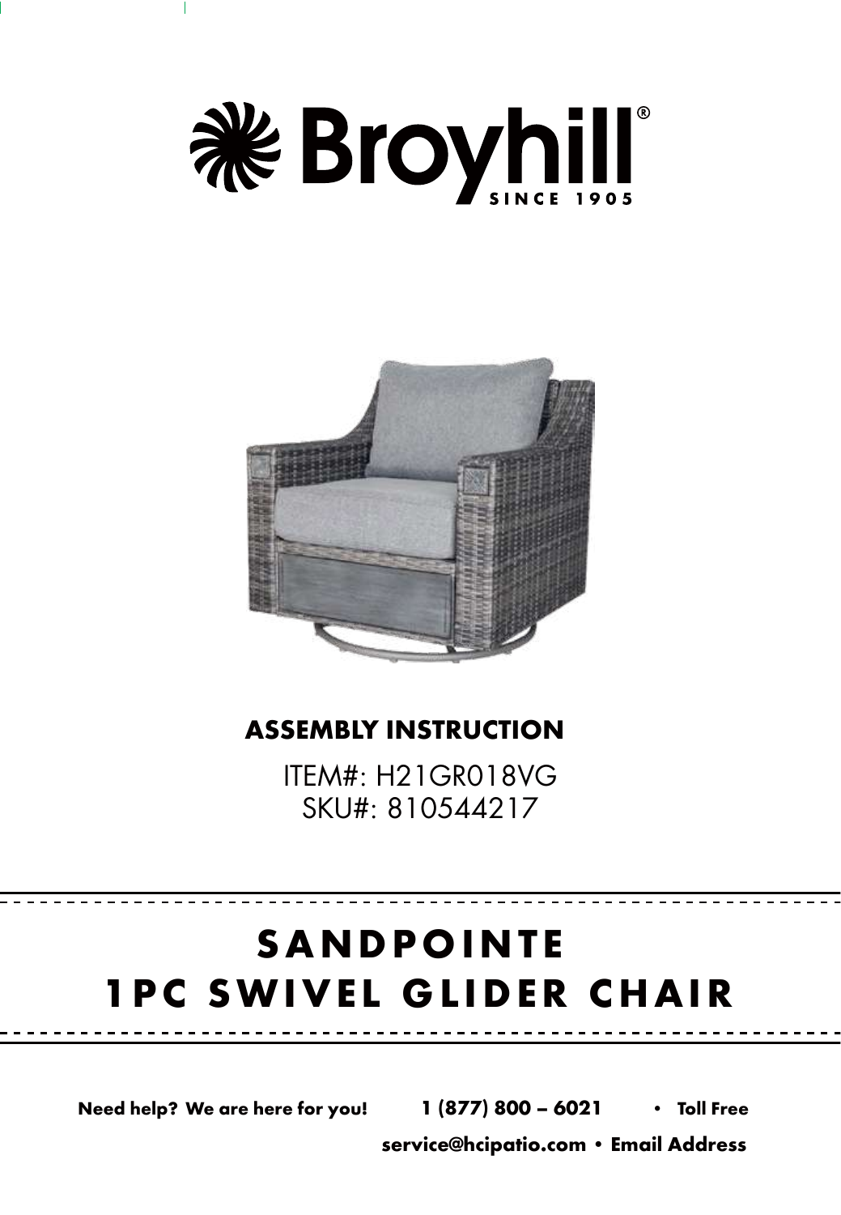# Broyhill®

SINCE 1905

**ASSEMBLY INSTRUCTION**

ITEM#: H21GR018VG
SKU#: 810544217

# SANDPOINTE 1PC SWIVEL GLIDER CHAIR

**Need help? We are here for you!** **1 (877) 800 – 6021** • **Toll Free**

**service@hcipatio.com** • **Email Address**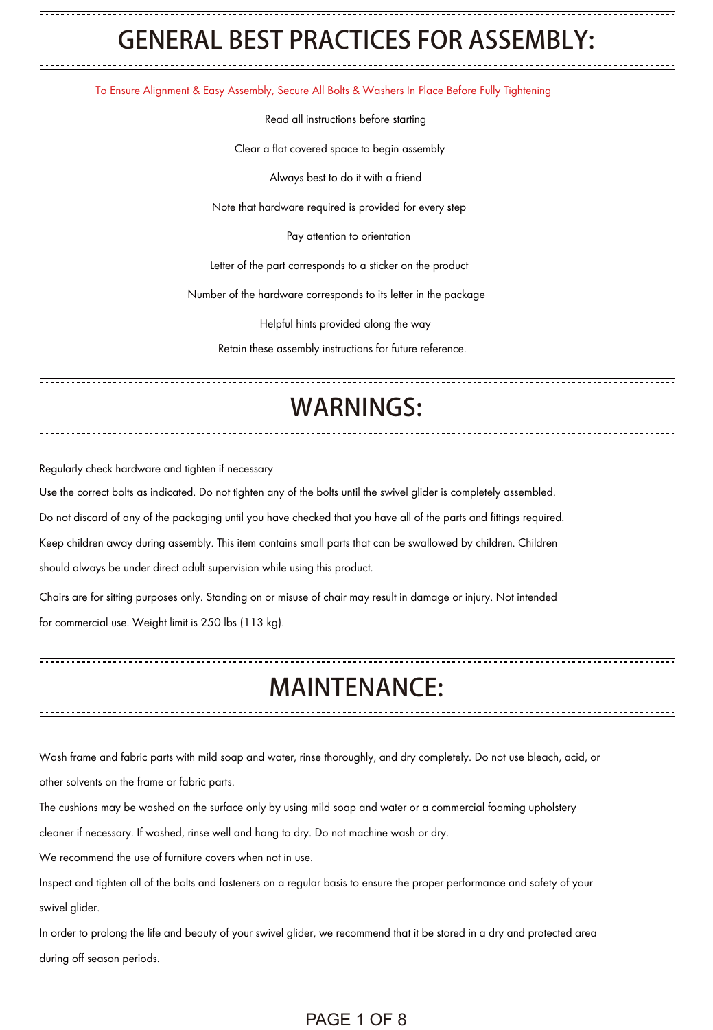# GENERAL BEST PRACTICES FOR ASSEMBLY:

To Ensure Alignment & Easy Assembly, Secure All Bolts & Washers In Place Before Fully Tightening

Read all instructions before starting

Clear a flat covered space to begin assembly

Always best to do it with a friend

Note that hardware required is provided for every step

Pay attention to orientation

Letter of the part corresponds to a sticker on the product

Number of the hardware corresponds to its letter in the package

Helpful hints provided along the way

Retain these assembly instructions for future reference.

# WARNINGS:

Regularly check hardware and tighten if necessary

Use the correct bolts as indicated. Do not tighten any of the bolts until the swivel glider is completely assembled.

Do not discard of any of the packaging until you have checked that you have all of the parts and fittings required.

Keep children away during assembly. This item contains small parts that can be swallowed by children. Children should always be under direct adult supervision while using this product.

Chairs are for sitting purposes only. Standing on or misuse of chair may result in damage or injury. Not intended for commercial use. Weight limit is 250 lbs (113 kg).

# MAINTENANCE:

Wash frame and fabric parts with mild soap and water, rinse thoroughly, and dry completely. Do not use bleach, acid, or other solvents on the frame or fabric parts.

The cushions may be washed on the surface only by using mild soap and water or a commercial foaming upholstery cleaner if necessary. If washed, rinse well and hang to dry. Do not machine wash or dry.

We recommend the use of furniture covers when not in use.

Inspect and tighten all of the bolts and fasteners on a regular basis to ensure the proper performance and safety of your swivel glider.

In order to prolong the life and beauty of your swivel glider, we recommend that it be stored in a dry and protected area during off season periods.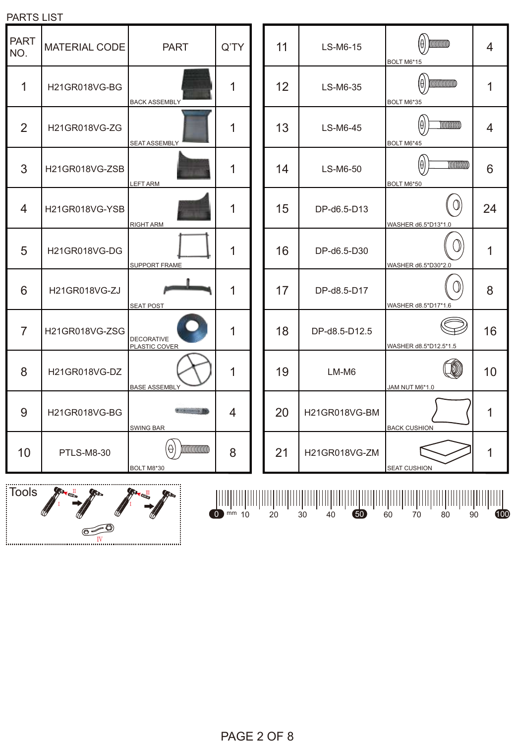PARTS LIST

| PART NO. | MATERIAL CODE | PART | Q'TY |
|---|---|---|---|
| 1 | H21GR018VG-BG | BACK ASSEMBLY | 1 |
| 2 | H21GR018VG-ZG | SEAT ASSEMBLY | 1 |
| 3 | H21GR018VG-ZSB | LEFT ARM | 1 |
| 4 | H21GR018VG-YSB | RIGHT ARM | 1 |
| 5 | H21GR018VG-DG | SUPPORT FRAME | 1 |
| 6 | H21GR018VG-ZJ | SEAT POST | 1 |
| 7 | H21GR018VG-ZSG | DECORATIVE PLASTIC COVER | 1 |
| 8 | H21GR018VG-DZ | BASE ASSEMBLY | 1 |
| 9 | H21GR018VG-BG | SWING BAR | 4 |
| 10 | PTLS-M8-30 | BOLT M8*30 | 8 |
| 11 | LS-M6-15 | BOLT M6*15 | 4 |
| 12 | LS-M6-35 | BOLT M6*35 | 1 |
| 13 | LS-M6-45 | BOLT M6*45 | 4 |
| 14 | LS-M6-50 | BOLT M6*50 | 6 |
| 15 | DP-d6.5-D13 | WASHER d6.5*D13*1.0 | 24 |
| 16 | DP-d6.5-D30 | WASHER d6.5*D30*2.0 | 1 |
| 17 | DP-d8.5-D17 | WASHER d8.5*D17*1.6 | 8 |
| 18 | DP-d8.5-D12.5 | WASHER d8.5*D12.5*1.5 | 16 |
| 19 | LM-M6 | JAM NUT M6*1.0 | 10 |
| 20 | H21GR018VG-BM | BACK CUSHION | 1 |
| 21 | H21GR018VG-ZM | SEAT CUSHION | 1 |

Tools

I II III I IV

0 mm 10 20 30 40 50 60 70 80 90 100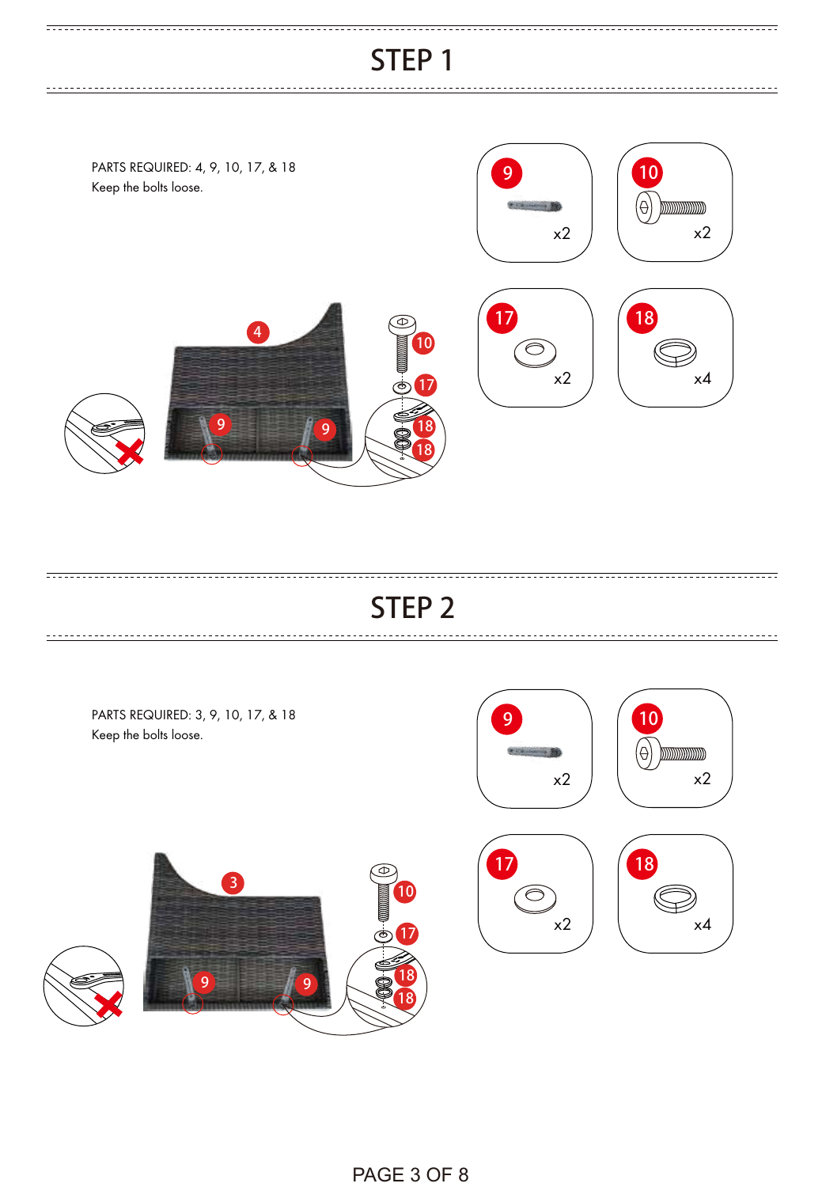# STEP 1

PARTS REQUIRED: 4, 9, 10, 17, & 18
Keep the bolts loose.

9 x2

10 x2

17 x2

18 x4

# STEP 2

PARTS REQUIRED: 3, 9, 10, 17, & 18
Keep the bolts loose.

9 x2

10 x2

17 x2

18 x4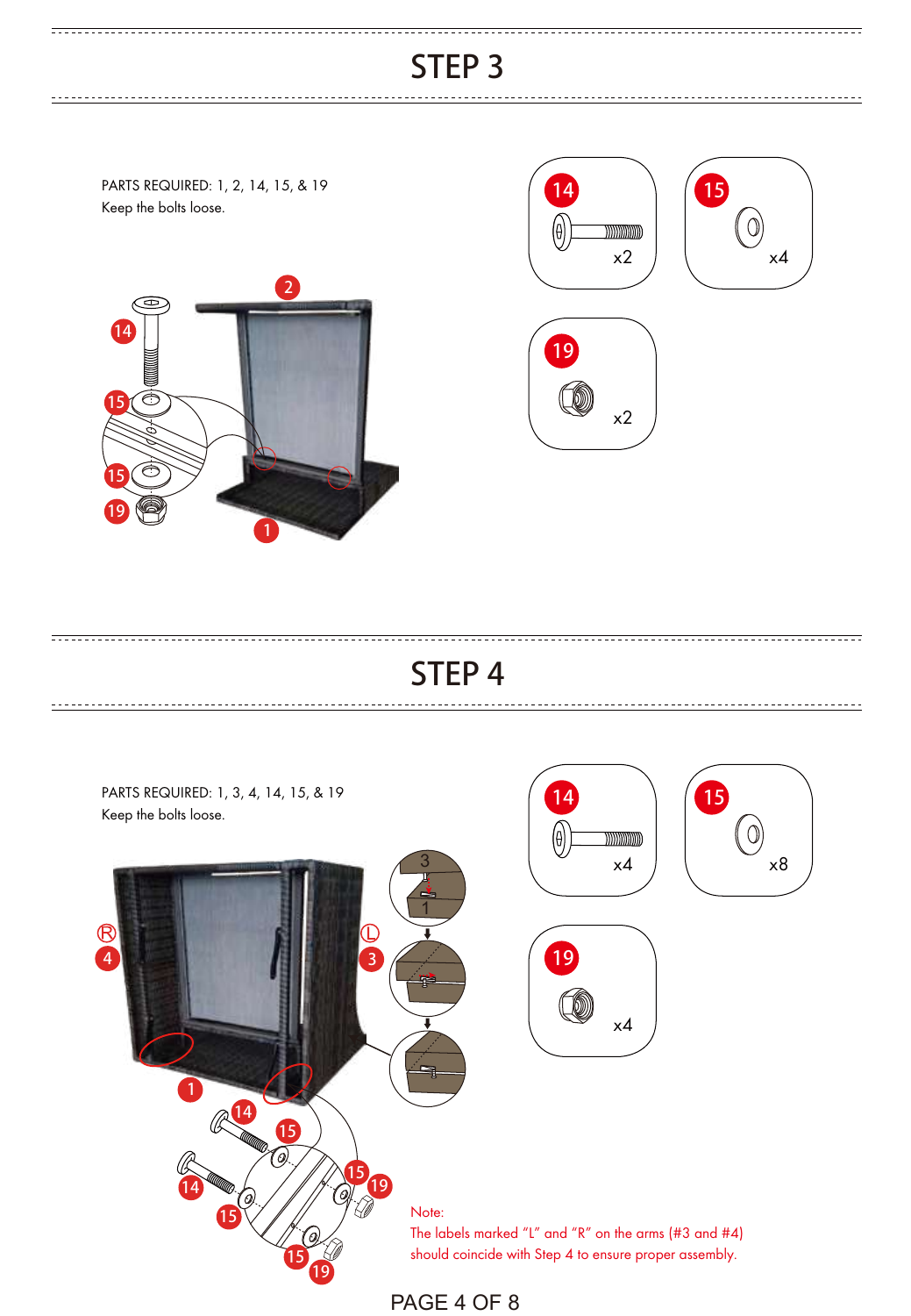# STEP 3

PARTS REQUIRED: 1, 2, 14, 15, & 19
Keep the bolts loose.

14 x2

15 x4

19 x2

# STEP 4

PARTS REQUIRED: 1, 3, 4, 14, 15, & 19
Keep the bolts loose.

14 x4

15 x8

19 x4

Note:
The labels marked “L” and “R” on the arms (#3 and #4) should coincide with Step 4 to ensure proper assembly.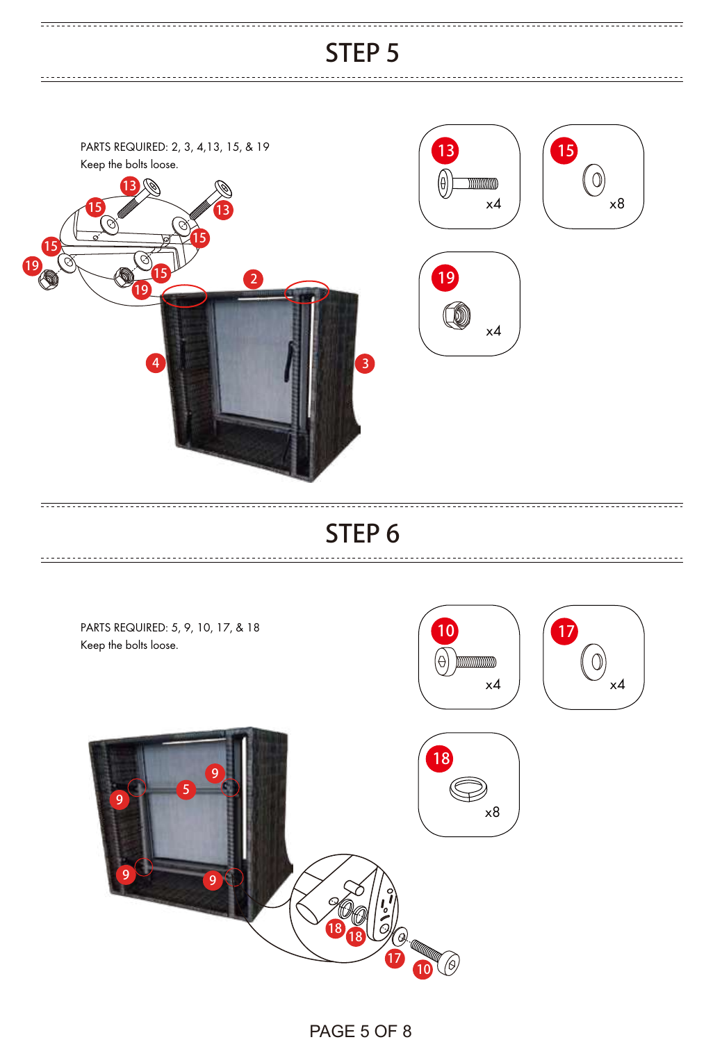## STEP 5

PARTS REQUIRED: 2, 3, 4,13, 15, & 19
Keep the bolts loose.

13 x4

15 x8

19 x4

## STEP 6

PARTS REQUIRED: 5, 9, 10, 17, & 18
Keep the bolts loose.

10 x4

17 x4

18 x8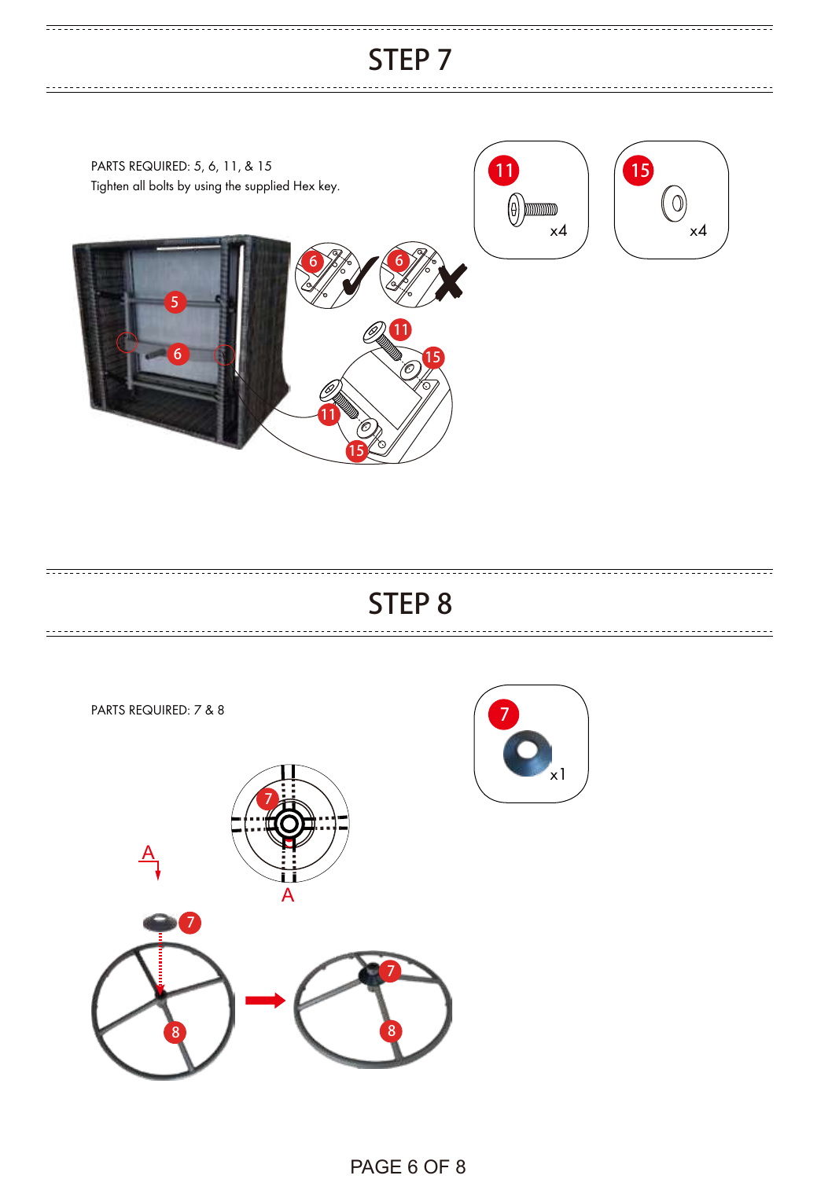## STEP 7

PARTS REQUIRED: 5, 6, 11, & 15
Tighten all bolts by using the supplied Hex key.

11 x4

15 x4

## STEP 8

PARTS REQUIRED: 7 & 8

7 x1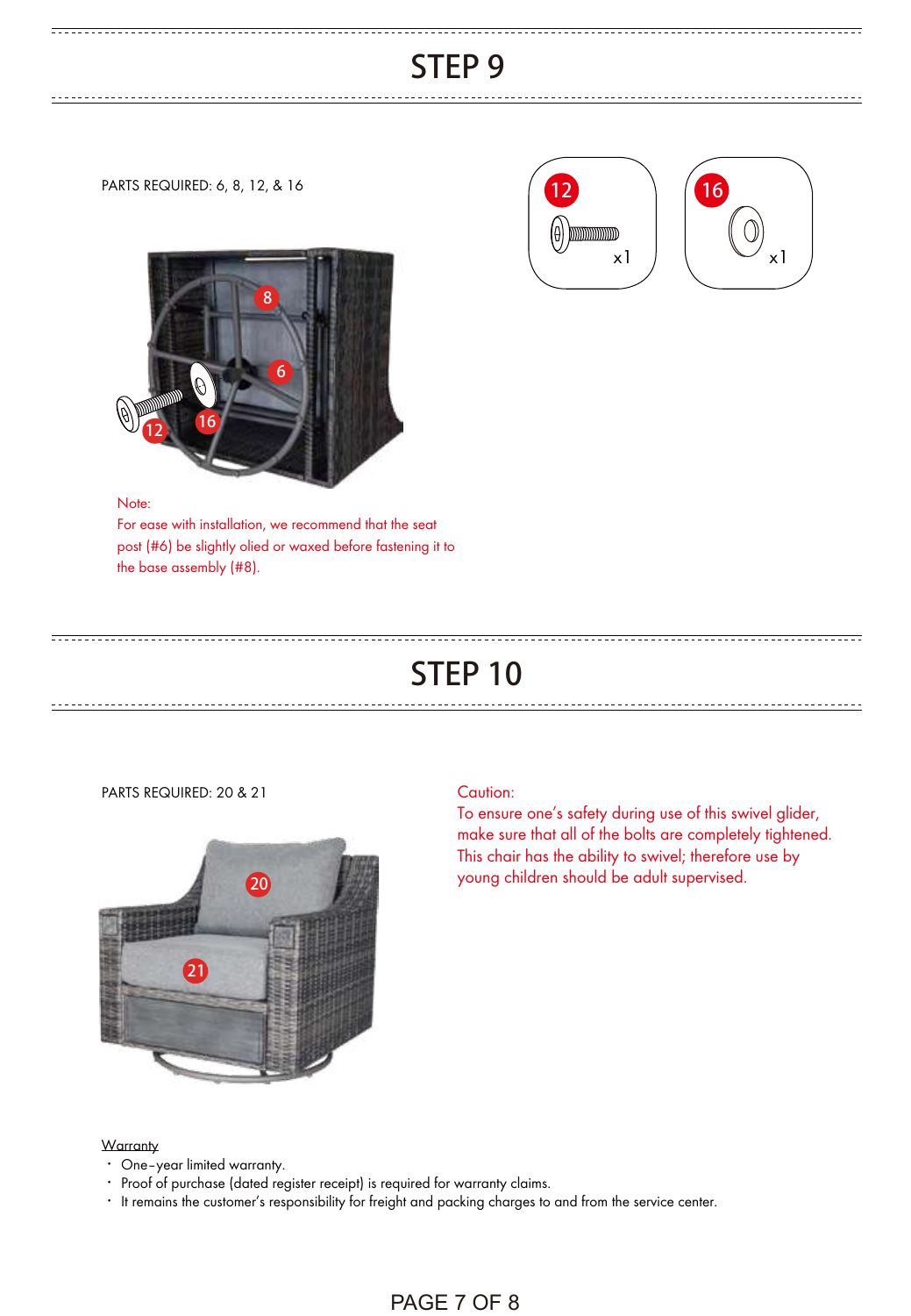## STEP 9

PARTS REQUIRED: 6, 8, 12, & 16

12 x1

16 x1

Note:
For ease with installation, we recommend that the seat post (#6) be slightly olied or waxed before fastening it to the base assembly (#8).

## STEP 10

PARTS REQUIRED: 20 & 21

Caution:
To ensure one's safety during use of this swivel glider, make sure that all of the bolts are completely tightened. This chair has the ability to swivel; therefore use by young children should be adult supervised.

Warranty

- One-year limited warranty.
- Proof of purchase (dated register receipt) is required for warranty claims.
- It remains the customer's responsibility for freight and packing charges to and from the service center.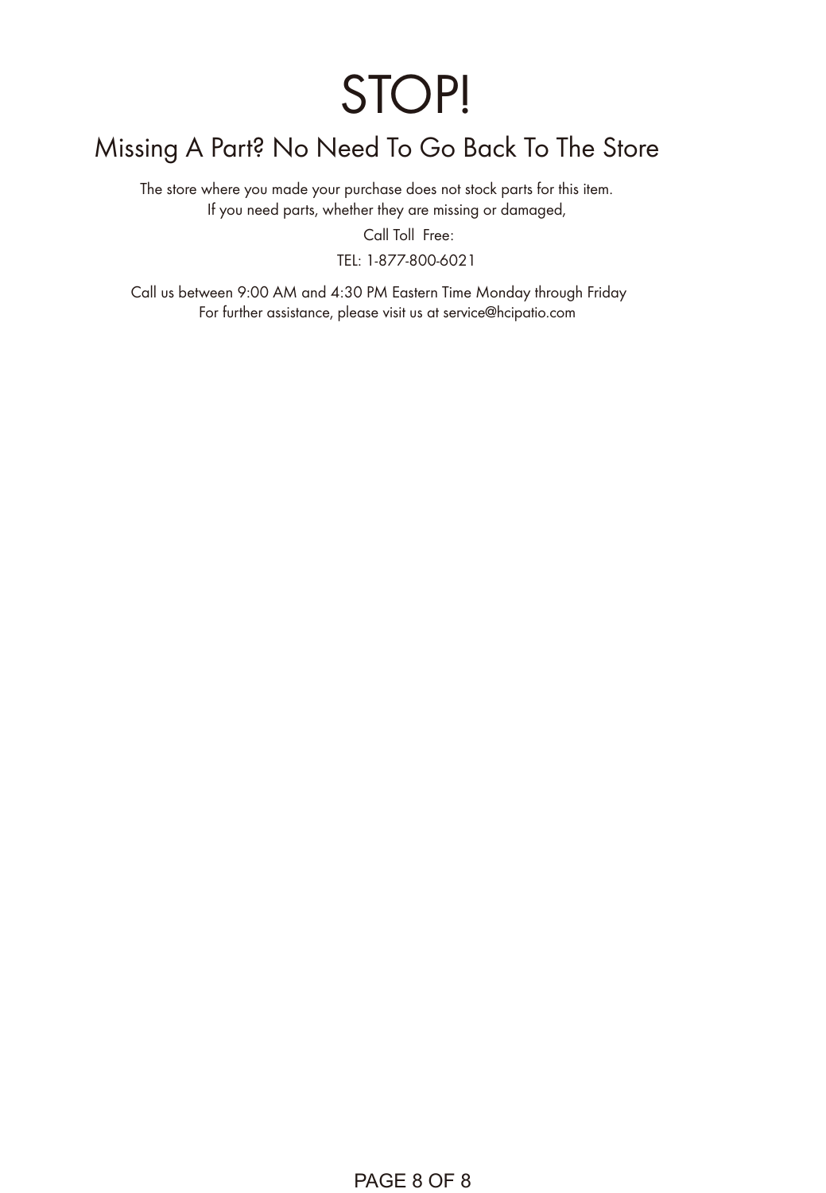# STOP!

## Missing A Part? No Need To Go Back To The Store

The store where you made your purchase does not stock parts for this item.
If you need parts, whether they are missing or damaged,

Call Toll  Free:

TEL: 1-877-800-6021

Call us between 9:00 AM and 4:30 PM Eastern Time Monday through Friday
For further assistance, please visit us at service@hcipatio.com